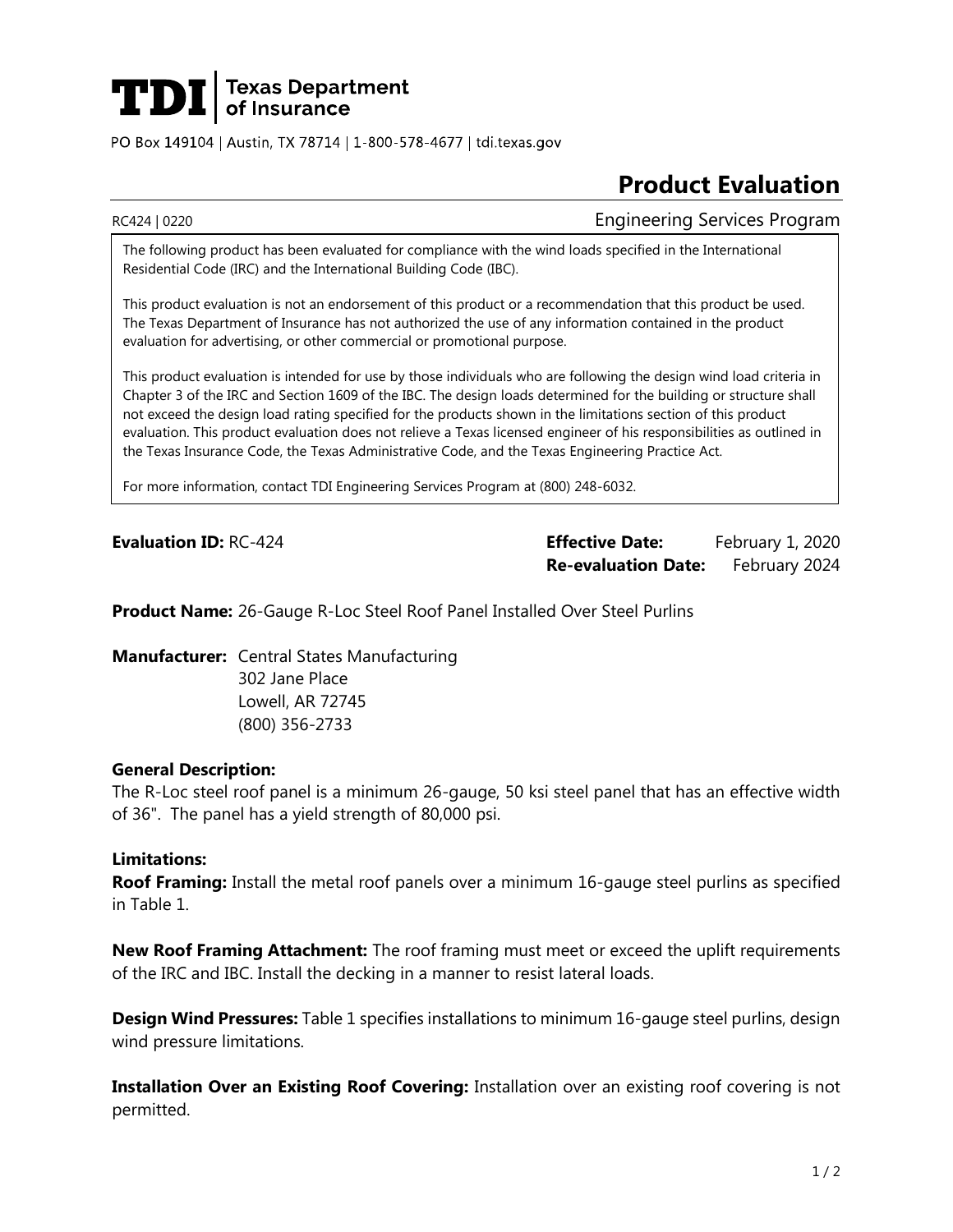# TDI | Texas Department of Insurance

PO Box 149104 | Austin, TX 78714 | 1-800-578-4677 | tdi.texas.gov

## Product Evaluation

RC424 | 0220 Engineering Services Program

The following product has been evaluated for compliance with the wind loads specified in the International Residential Code (IRC) and the International Building Code (IBC).

This product evaluation is not an endorsement of this product or a recommendation that this product be used. The Texas Department of Insurance has not authorized the use of any information contained in the product evaluation for advertising, or other commercial or promotional purpose.

This product evaluation is intended for use by those individuals who are following the design wind load criteria in Chapter 3 of the IRC and Section 1609 of the IBC. The design loads determined for the building or structure shall not exceed the design load rating specified for the products shown in the limitations section of this product evaluation. This product evaluation does not relieve a Texas licensed engineer of his responsibilities as outlined in the Texas Insurance Code, the Texas Administrative Code, and the Texas Engineering Practice Act.

For more information, contact TDI Engineering Services Program at (800) 248-6032.

**Evaluation ID:** RC-424

**Effective Date:** February 1, 2020

**Re-evaluation Date:** February 2024

**Product Name:** 26-Gauge R-Loc Steel Roof Panel Installed Over Steel Purlins

**Manufacturer:** Central States Manufacturing
302 Jane Place
Lowell, AR 72745
(800) 356-2733

**General Description:**

The R-Loc steel roof panel is a minimum 26-gauge, 50 ksi steel panel that has an effective width of 36". The panel has a yield strength of 80,000 psi.

**Limitations:**

**Roof Framing:** Install the metal roof panels over a minimum 16-gauge steel purlins as specified in Table 1.

**New Roof Framing Attachment:** The roof framing must meet or exceed the uplift requirements of the IRC and IBC. Install the decking in a manner to resist lateral loads.

**Design Wind Pressures:** Table 1 specifies installations to minimum 16-gauge steel purlins, design wind pressure limitations.

**Installation Over an Existing Roof Covering:** Installation over an existing roof covering is not permitted.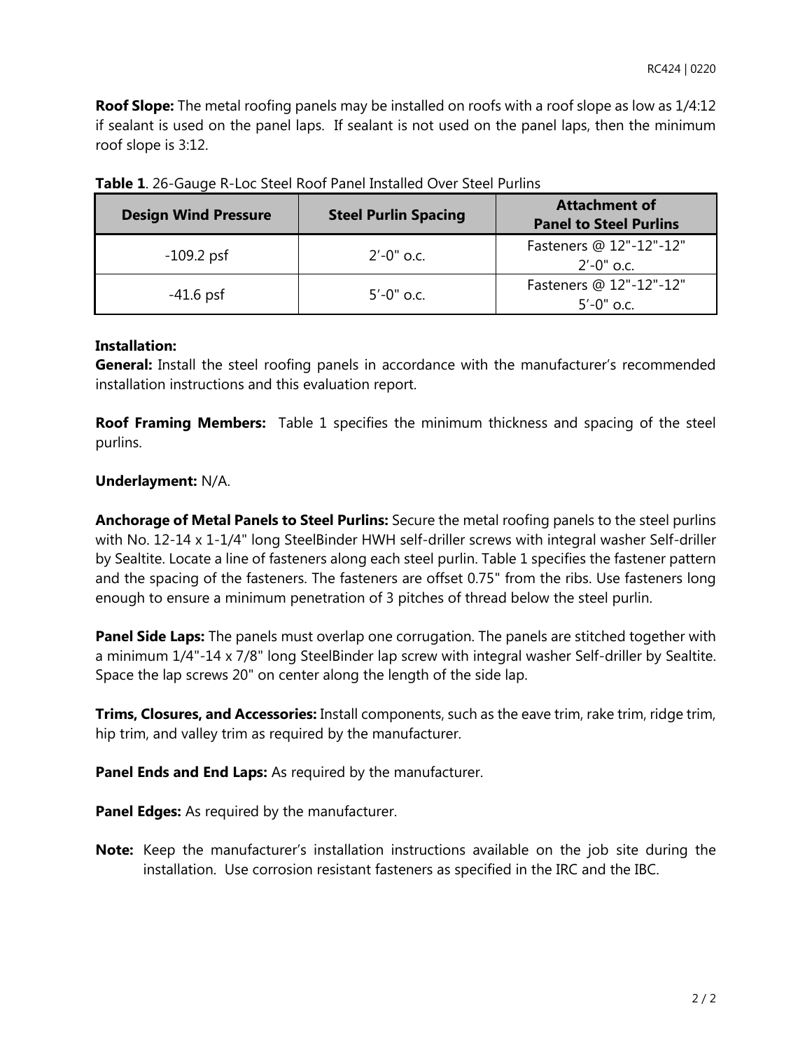**Roof Slope:** The metal roofing panels may be installed on roofs with a roof slope as low as 1/4:12 if sealant is used on the panel laps. If sealant is not used on the panel laps, then the minimum roof slope is 3:12.

**Table 1**. 26-Gauge R-Loc Steel Roof Panel Installed Over Steel Purlins

| Design Wind Pressure | Steel Purlin Spacing | Attachment of Panel to Steel Purlins |
|---|---|---|
| -109.2 psf | 2'-0" o.c. | Fasteners @ 12"-12"-12" 2'-0" o.c. |
| -41.6 psf | 5'-0" o.c. | Fasteners @ 12"-12"-12" 5'-0" o.c. |

**Installation:**

**General:** Install the steel roofing panels in accordance with the manufacturer's recommended installation instructions and this evaluation report.

**Roof Framing Members:** Table 1 specifies the minimum thickness and spacing of the steel purlins.

**Underlayment:** N/A.

**Anchorage of Metal Panels to Steel Purlins:** Secure the metal roofing panels to the steel purlins with No. 12-14 x 1-1/4" long SteelBinder HWH self-driller screws with integral washer Self-driller by Sealtite. Locate a line of fasteners along each steel purlin. Table 1 specifies the fastener pattern and the spacing of the fasteners. The fasteners are offset 0.75" from the ribs. Use fasteners long enough to ensure a minimum penetration of 3 pitches of thread below the steel purlin.

**Panel Side Laps:** The panels must overlap one corrugation. The panels are stitched together with a minimum 1/4"-14 x 7/8" long SteelBinder lap screw with integral washer Self-driller by Sealtite. Space the lap screws 20" on center along the length of the side lap.

**Trims, Closures, and Accessories:** Install components, such as the eave trim, rake trim, ridge trim, hip trim, and valley trim as required by the manufacturer.

**Panel Ends and End Laps:** As required by the manufacturer.

**Panel Edges:** As required by the manufacturer.

**Note:** Keep the manufacturer's installation instructions available on the job site during the installation. Use corrosion resistant fasteners as specified in the IRC and the IBC.